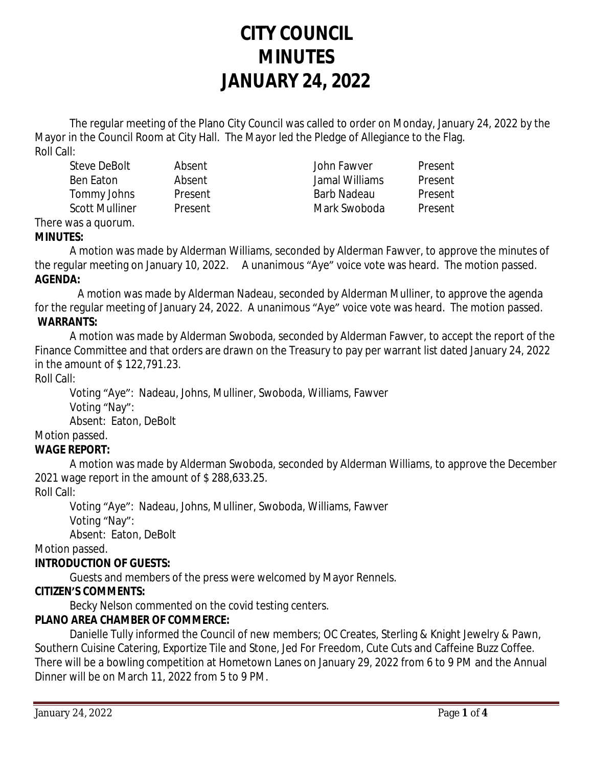# CITY COUNCIL MINUTES JANUARY 24, 2022

The regular meeting of the Plano City Council was called to order on Monday, January 24, 2022 by the Mayor in the Council Room at City Hall. The Mayor led the Pledge of Allegiance to the Flag.

Roll Call:

| | | | |
|---|---|---|---|
| Steve DeBolt | Absent | John Fawver | Present |
| Ben Eaton | Absent | Jamal Williams | Present |
| Tommy Johns | Present | Barb Nadeau | Present |
| Scott Mulliner | Present | Mark Swoboda | Present |

There was a quorum.

**MINUTES:**

A motion was made by Alderman Williams, seconded by Alderman Fawver, to approve the minutes of the regular meeting on January 10, 2022. A unanimous "Aye" voice vote was heard. The motion passed.

**AGENDA:**

A motion was made by Alderman Nadeau, seconded by Alderman Mulliner, to approve the agenda for the regular meeting of January 24, 2022. A unanimous "Aye" voice vote was heard. The motion passed.

**WARRANTS:**

A motion was made by Alderman Swoboda, seconded by Alderman Fawver, to accept the report of the Finance Committee and that orders are drawn on the Treasury to pay per warrant list dated January 24, 2022 in the amount of $ 122,791.23.

Roll Call:

Voting "Aye": Nadeau, Johns, Mulliner, Swoboda, Williams, Fawver
Voting "Nay":
Absent: Eaton, DeBolt

Motion passed.

**WAGE REPORT:**

A motion was made by Alderman Swoboda, seconded by Alderman Williams, to approve the December 2021 wage report in the amount of $ 288,633.25.

Roll Call:

Voting "Aye": Nadeau, Johns, Mulliner, Swoboda, Williams, Fawver
Voting "Nay":
Absent: Eaton, DeBolt

Motion passed.

**INTRODUCTION OF GUESTS:**

Guests and members of the press were welcomed by Mayor Rennels.

**CITIZEN'S COMMENTS:**

Becky Nelson commented on the covid testing centers.

**PLANO AREA CHAMBER OF COMMERCE:**

Danielle Tully informed the Council of new members; OC Creates, Sterling & Knight Jewelry & Pawn, Southern Cuisine Catering, Exportize Tile and Stone, Jed For Freedom, Cute Cuts and Caffeine Buzz Coffee. There will be a bowling competition at Hometown Lanes on January 29, 2022 from 6 to 9 PM and the Annual Dinner will be on March 11, 2022 from 5 to 9 PM.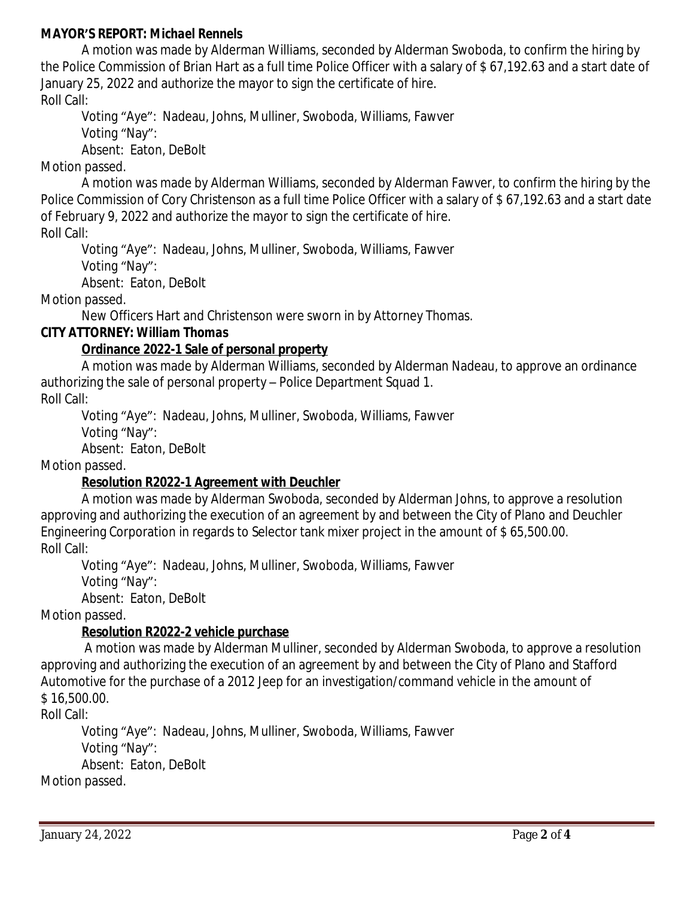**MAYOR'S REPORT: *Michael Rennels***

A motion was made by Alderman Williams, seconded by Alderman Swoboda, to confirm the hiring by the Police Commission of Brian Hart as a full time Police Officer with a salary of $ 67,192.63 and a start date of January 25, 2022 and authorize the mayor to sign the certificate of hire.

Roll Call:

Voting "Aye": Nadeau, Johns, Mulliner, Swoboda, Williams, Fawver
Voting "Nay":
Absent: Eaton, DeBolt

Motion passed.

A motion was made by Alderman Williams, seconded by Alderman Fawver, to confirm the hiring by the Police Commission of Cory Christenson as a full time Police Officer with a salary of $ 67,192.63 and a start date of February 9, 2022 and authorize the mayor to sign the certificate of hire.

Roll Call:

Voting "Aye": Nadeau, Johns, Mulliner, Swoboda, Williams, Fawver
Voting "Nay":
Absent: Eaton, DeBolt

Motion passed.

New Officers Hart and Christenson were sworn in by Attorney Thomas.

**CITY ATTORNEY: *William Thomas***

**Ordinance 2022-1 Sale of personal property**

A motion was made by Alderman Williams, seconded by Alderman Nadeau, to approve an ordinance authorizing the sale of personal property – Police Department Squad 1.

Roll Call:

Voting "Aye": Nadeau, Johns, Mulliner, Swoboda, Williams, Fawver
Voting "Nay":
Absent: Eaton, DeBolt

Motion passed.

**Resolution R2022-1 Agreement with Deuchler**

A motion was made by Alderman Swoboda, seconded by Alderman Johns, to approve a resolution approving and authorizing the execution of an agreement by and between the City of Plano and Deuchler Engineering Corporation in regards to Selector tank mixer project in the amount of $ 65,500.00.

Roll Call:

Voting "Aye": Nadeau, Johns, Mulliner, Swoboda, Williams, Fawver
Voting "Nay":
Absent: Eaton, DeBolt

Motion passed.

**Resolution R2022-2 vehicle purchase**

A motion was made by Alderman Mulliner, seconded by Alderman Swoboda, to approve a resolution approving and authorizing the execution of an agreement by and between the City of Plano and Stafford Automotive for the purchase of a 2012 Jeep for an investigation/command vehicle in the amount of $ 16,500.00.

Roll Call:

Voting "Aye": Nadeau, Johns, Mulliner, Swoboda, Williams, Fawver
Voting "Nay":
Absent: Eaton, DeBolt

Motion passed.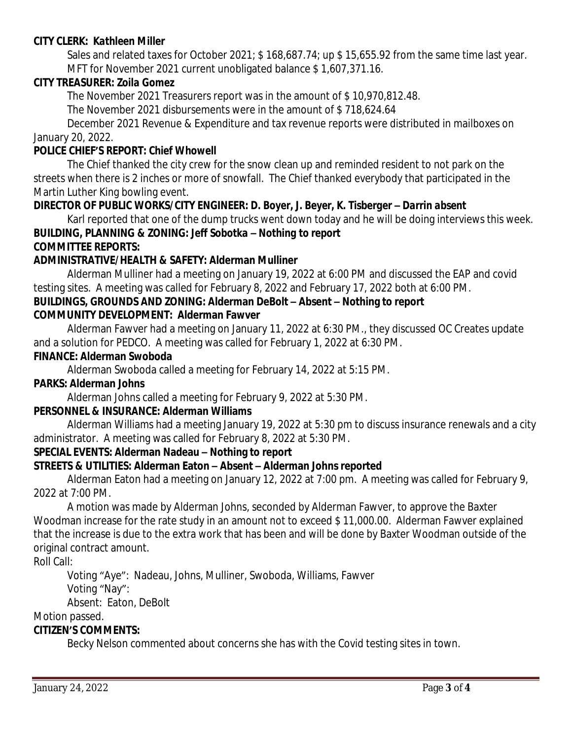**CITY CLERK: Kathleen Miller**

Sales and related taxes for October 2021; $ 168,687.74; up $ 15,655.92 from the same time last year. MFT for November 2021 current unobligated balance $ 1,607,371.16.

**CITY TREASURER: Zoila Gomez**

The November 2021 Treasurers report was in the amount of $ 10,970,812.48.

The November 2021 disbursements were in the amount of $ 718,624.64

December 2021 Revenue & Expenditure and tax revenue reports were distributed in mailboxes on January 20, 2022.

**POLICE CHIEF'S REPORT: Chief Whowell**

The Chief thanked the city crew for the snow clean up and reminded resident to not park on the streets when there is 2 inches or more of snowfall. The Chief thanked everybody that participated in the Martin Luther King bowling event.

**DIRECTOR OF PUBLIC WORKS/CITY ENGINEER: D. Boyer, J. Beyer, K. Tisberger – *Darrin absent***

Karl reported that one of the dump trucks went down today and he will be doing interviews this week.

**BUILDING, PLANNING & ZONING: Jeff Sobotka – Nothing to report**

**COMMITTEE REPORTS:**

**ADMINISTRATIVE/HEALTH & SAFETY: Alderman Mulliner**

Alderman Mulliner had a meeting on January 19, 2022 at 6:00 PM and discussed the EAP and covid testing sites. A meeting was called for February 8, 2022 and February 17, 2022 both at 6:00 PM.

**BUILDINGS, GROUNDS AND ZONING: Alderman DeBolt – Absent – Nothing to report**

**COMMUNITY DEVELOPMENT: Alderman Fawver**

Alderman Fawver had a meeting on January 11, 2022 at 6:30 PM., they discussed OC Creates update and a solution for PEDCO. A meeting was called for February 1, 2022 at 6:30 PM.

**FINANCE: Alderman Swoboda**

Alderman Swoboda called a meeting for February 14, 2022 at 5:15 PM.

**PARKS: Alderman Johns**

Alderman Johns called a meeting for February 9, 2022 at 5:30 PM.

**PERSONNEL & INSURANCE: Alderman Williams**

Alderman Williams had a meeting January 19, 2022 at 5:30 pm to discuss insurance renewals and a city administrator. A meeting was called for February 8, 2022 at 5:30 PM.

**SPECIAL EVENTS: Alderman Nadeau – Nothing to report**

**STREETS & UTILITIES: Alderman Eaton – Absent – Alderman Johns reported**

Alderman Eaton had a meeting on January 12, 2022 at 7:00 pm. A meeting was called for February 9, 2022 at 7:00 PM.

A motion was made by Alderman Johns, seconded by Alderman Fawver, to approve the Baxter Woodman increase for the rate study in an amount not to exceed $ 11,000.00. Alderman Fawver explained that the increase is due to the extra work that has been and will be done by Baxter Woodman outside of the original contract amount.

Roll Call:

Voting "Aye": Nadeau, Johns, Mulliner, Swoboda, Williams, Fawver

Voting "Nay":

Absent: Eaton, DeBolt

Motion passed.

**CITIZEN'S COMMENTS:**

Becky Nelson commented about concerns she has with the Covid testing sites in town.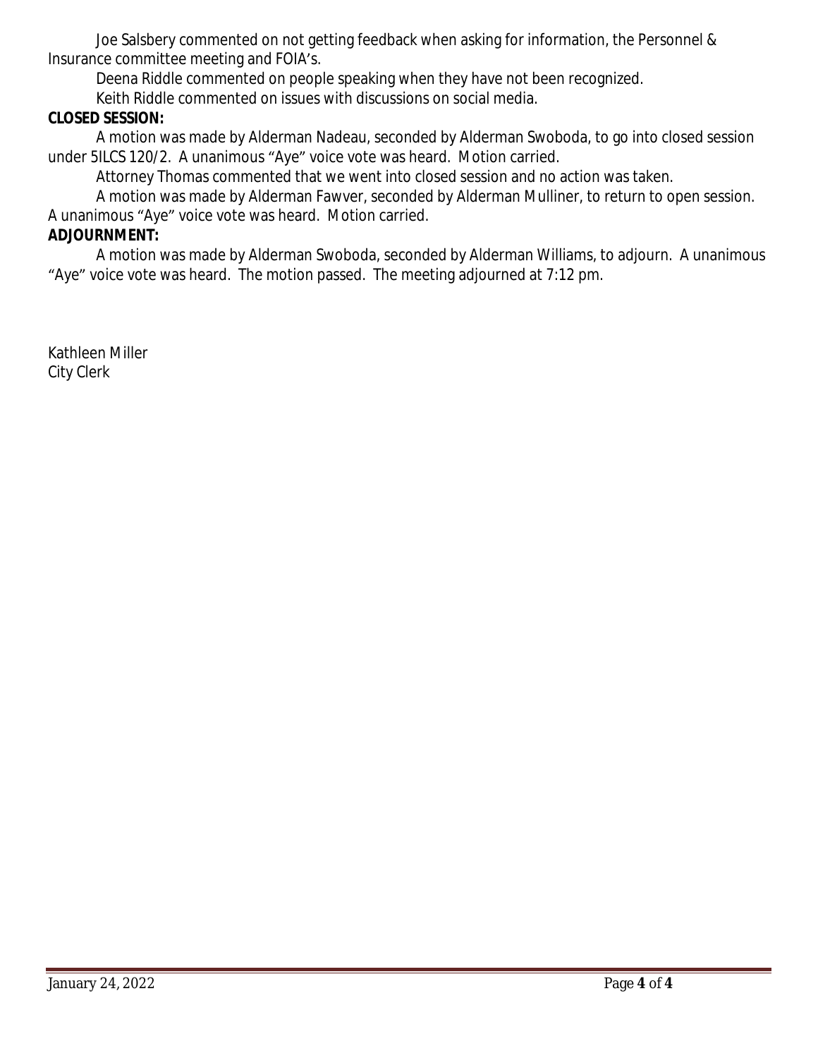Joe Salsbery commented on not getting feedback when asking for information, the Personnel & Insurance committee meeting and FOIA's.

Deena Riddle commented on people speaking when they have not been recognized.

Keith Riddle commented on issues with discussions on social media.

**CLOSED SESSION:**

A motion was made by Alderman Nadeau, seconded by Alderman Swoboda, to go into closed session under 5ILCS 120/2. A unanimous "Aye" voice vote was heard. Motion carried.

Attorney Thomas commented that we went into closed session and no action was taken.

A motion was made by Alderman Fawver, seconded by Alderman Mulliner, to return to open session. A unanimous "Aye" voice vote was heard. Motion carried.

**ADJOURNMENT:**

A motion was made by Alderman Swoboda, seconded by Alderman Williams, to adjourn. A unanimous "Aye" voice vote was heard. The motion passed. The meeting adjourned at 7:12 pm.

Kathleen Miller
City Clerk